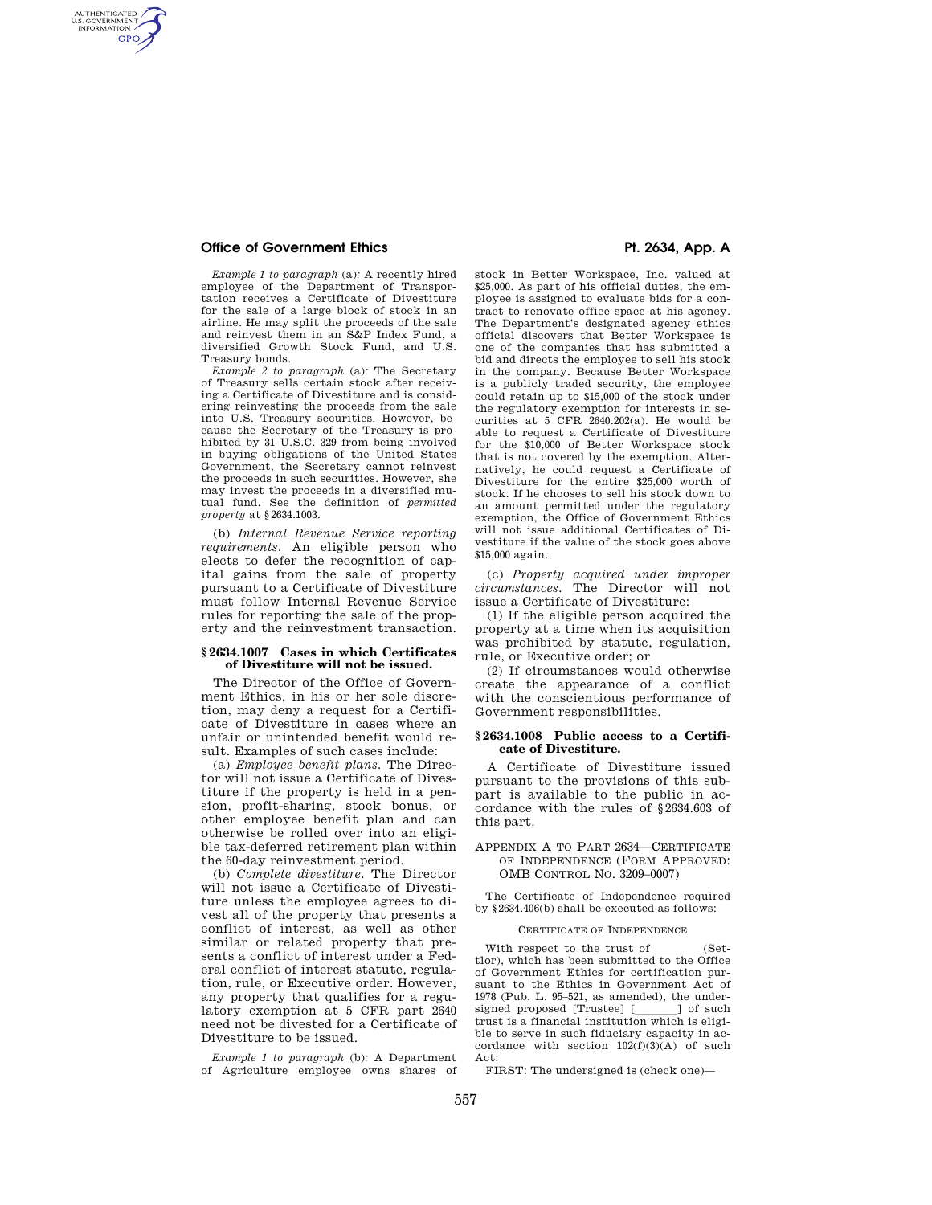*Example 1 to paragraph* (a)*:* A recently hired employee of the Department of Transportation receives a Certificate of Divestiture for the sale of a large block of stock in an airline. He may split the proceeds of the sale and reinvest them in an S&P Index Fund, a diversified Growth Stock Fund, and U.S. Treasury bonds.

*Example 2 to paragraph* (a)*:* The Secretary of Treasury sells certain stock after receiving a Certificate of Divestiture and is considering reinvesting the proceeds from the sale into U.S. Treasury securities. However, because the Secretary of the Treasury is prohibited by 31 U.S.C. 329 from being involved in buying obligations of the United States Government, the Secretary cannot reinvest the proceeds in such securities. However, she may invest the proceeds in a diversified mutual fund. See the definition of *permitted property* at §2634.1003.

(b) *Internal Revenue Service reporting requirements.* An eligible person who elects to defer the recognition of capital gains from the sale of property pursuant to a Certificate of Divestiture must follow Internal Revenue Service rules for reporting the sale of the property and the reinvestment transaction.

### §2634.1007 Cases in which Certificates of Divestiture will not be issued.

The Director of the Office of Government Ethics, in his or her sole discretion, may deny a request for a Certificate of Divestiture in cases where an unfair or unintended benefit would result. Examples of such cases include:

(a) *Employee benefit plans.* The Director will not issue a Certificate of Divestiture if the property is held in a pension, profit-sharing, stock bonus, or other employee benefit plan and can otherwise be rolled over into an eligible tax-deferred retirement plan within the 60-day reinvestment period.

(b) *Complete divestiture.* The Director will not issue a Certificate of Divestiture unless the employee agrees to divest all of the property that presents a conflict of interest, as well as other similar or related property that presents a conflict of interest under a Federal conflict of interest statute, regulation, rule, or Executive order. However, any property that qualifies for a regulatory exemption at 5 CFR part 2640 need not be divested for a Certificate of Divestiture to be issued.

*Example 1 to paragraph* (b)*:* A Department of Agriculture employee owns shares of stock in Better Workspace, Inc. valued at $25,000. As part of his official duties, the employee is assigned to evaluate bids for a contract to renovate office space at his agency. The Department's designated agency ethics official discovers that Better Workspace is one of the companies that has submitted a bid and directs the employee to sell his stock in the company. Because Better Workspace is a publicly traded security, the employee could retain up to $15,000 of the stock under the regulatory exemption for interests in securities at 5 CFR 2640.202(a). He would be able to request a Certificate of Divestiture for the $10,000 of Better Workspace stock that is not covered by the exemption. Alternatively, he could request a Certificate of Divestiture for the entire $25,000 worth of stock. If he chooses to sell his stock down to an amount permitted under the regulatory exemption, the Office of Government Ethics will not issue additional Certificates of Divestiture if the value of the stock goes above $15,000 again.

(c) *Property acquired under improper circumstances.* The Director will not issue a Certificate of Divestiture:

(1) If the eligible person acquired the property at a time when its acquisition was prohibited by statute, regulation, rule, or Executive order; or

(2) If circumstances would otherwise create the appearance of a conflict with the conscientious performance of Government responsibilities.

### §2634.1008 Public access to a Certificate of Divestiture.

A Certificate of Divestiture issued pursuant to the provisions of this subpart is available to the public in accordance with the rules of §2634.603 of this part.

## APPENDIX A TO PART 2634—CERTIFICATE OF INDEPENDENCE (FORM APPROVED: OMB CONTROL NO. 3209–0007)

The Certificate of Independence required by §2634.406(b) shall be executed as follows:

CERTIFICATE OF INDEPENDENCE

With respect to the trust of _______ (Settlor), which has been submitted to the Office of Government Ethics for certification pursuant to the Ethics in Government Act of 1978 (Pub. L. 95–521, as amended), the undersigned proposed [Trustee] [_______] of such trust is a financial institution which is eligible to serve in such fiduciary capacity in accordance with section 102(f)(3)(A) of such Act:

FIRST: The undersigned is (check one)—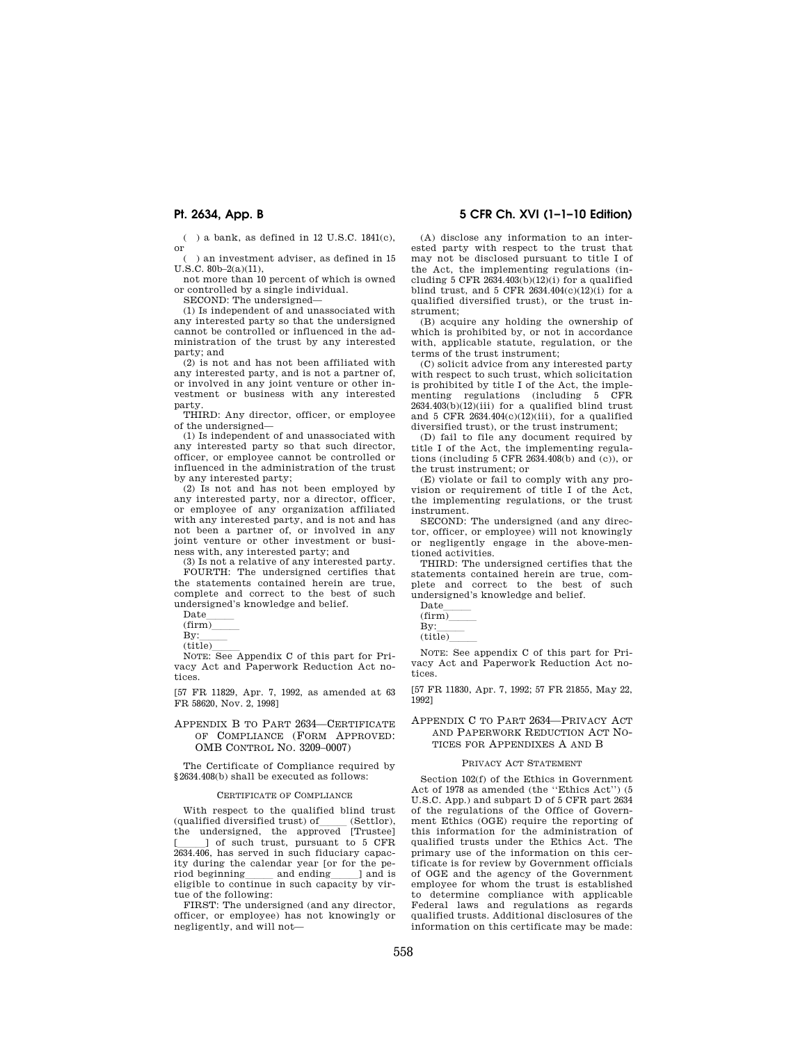( ) a bank, as defined in 12 U.S.C. 1841(c), or

( ) an investment adviser, as defined in 15 U.S.C. 80b–2(a)(11),

not more than 10 percent of which is owned or controlled by a single individual.

SECOND: The undersigned—

(1) Is independent of and unassociated with any interested party so that the undersigned cannot be controlled or influenced in the administration of the trust by any interested party; and

(2) is not and has not been affiliated with any interested party, and is not a partner of, or involved in any joint venture or other investment or business with any interested party.

THIRD: Any director, officer, or employee of the undersigned—

(1) Is independent of and unassociated with any interested party so that such director, officer, or employee cannot be controlled or influenced in the administration of the trust by any interested party;

(2) Is not and has not been employed by any interested party, nor a director, officer, or employee of any organization affiliated with any interested party, and is not and has not been a partner of, or involved in any joint venture or other investment or business with, any interested party; and

(3) Is not a relative of any interested party.

FOURTH: The undersigned certifies that the statements contained herein are true, complete and correct to the best of such undersigned's knowledge and belief.

Date_____

(firm)_____

By:_____

(title)_____

NOTE: See Appendix C of this part for Privacy Act and Paperwork Reduction Act notices.

[57 FR 11829, Apr. 7, 1992, as amended at 63 FR 58620, Nov. 2, 1998]

## APPENDIX B TO PART 2634—CERTIFICATE OF COMPLIANCE (FORM APPROVED: OMB CONTROL NO. 3209–0007)

The Certificate of Compliance required by §2634.408(b) shall be executed as follows:

### CERTIFICATE OF COMPLIANCE

With respect to the qualified blind trust (qualified diversified trust) of_____ (Settlor), the undersigned, the approved [Trustee] [_____] of such trust, pursuant to 5 CFR 2634.406, has served in such fiduciary capacity during the calendar year [or for the period beginning_____ and ending_____] and is eligible to continue in such capacity by virtue of the following:

FIRST: The undersigned (and any director, officer, or employee) has not knowingly or negligently, and will not—

(A) disclose any information to an interested party with respect to the trust that may not be disclosed pursuant to title I of the Act, the implementing regulations (including 5 CFR 2634.403(b)(12)(i) for a qualified blind trust, and 5 CFR 2634.404(c)(12)(i) for a qualified diversified trust), or the trust instrument;

(B) acquire any holding the ownership of which is prohibited by, or not in accordance with, applicable statute, regulation, or the terms of the trust instrument;

(C) solicit advice from any interested party with respect to such trust, which solicitation is prohibited by title I of the Act, the implementing regulations (including 5 CFR 2634.403(b)(12)(iii) for a qualified blind trust and 5 CFR 2634.404(c)(12)(iii), for a qualified diversified trust), or the trust instrument;

(D) fail to file any document required by title I of the Act, the implementing regulations (including 5 CFR 2634.408(b) and (c)), or the trust instrument; or

(E) violate or fail to comply with any provision or requirement of title I of the Act, the implementing regulations, or the trust instrument.

SECOND: The undersigned (and any director, officer, or employee) will not knowingly or negligently engage in the above-mentioned activities.

THIRD: The undersigned certifies that the statements contained herein are true, complete and correct to the best of such undersigned's knowledge and belief.

Date_____

(firm)_____

By:_____

(title)_____

NOTE: See appendix C of this part for Privacy Act and Paperwork Reduction Act notices.

[57 FR 11830, Apr. 7, 1992; 57 FR 21855, May 22, 1992]

## APPENDIX C TO PART 2634—PRIVACY ACT AND PAPERWORK REDUCTION ACT NOTICES FOR APPENDIXES A AND B

### PRIVACY ACT STATEMENT

Section 102(f) of the Ethics in Government Act of 1978 as amended (the ''Ethics Act'') (5 U.S.C. App.) and subpart D of 5 CFR part 2634 of the regulations of the Office of Government Ethics (OGE) require the reporting of this information for the administration of qualified trusts under the Ethics Act. The primary use of the information on this certificate is for review by Government officials of OGE and the agency of the Government employee for whom the trust is established to determine compliance with applicable Federal laws and regulations as regards qualified trusts. Additional disclosures of the information on this certificate may be made: